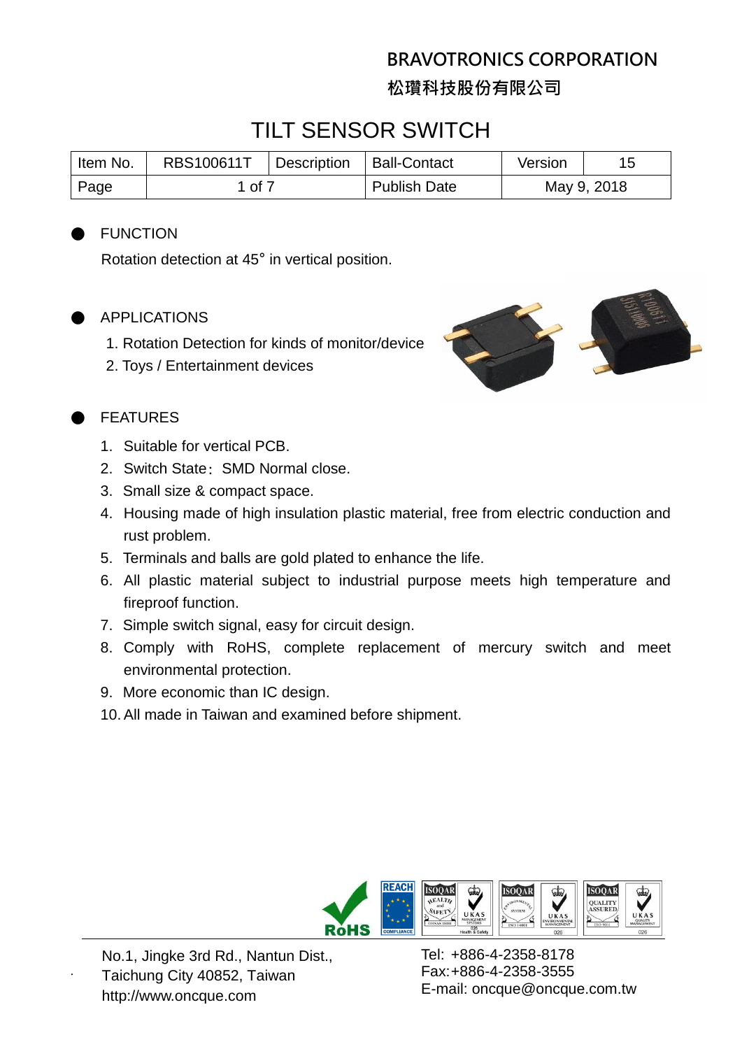**BRAVOTRONICS CORPORATION**

**松瓚科技股份有限公司**

# TILT SENSOR SWITCH

| Item No. | RBS100611T | Description | Ball-Contact | Version | 15 |
|---|---|---|---|---|---|
| Page | 1 of 7 | | Publish Date | May 9, 2018 | |

## FUNCTION

Rotation detection at 45° in vertical position.

## APPLICATIONS

1. Rotation Detection for kinds of monitor/device
2. Toys / Entertainment devices

## FEATURES

1. Suitable for vertical PCB.
2. Switch State：SMD Normal close.
3. Small size & compact space.
4. Housing made of high insulation plastic material, free from electric conduction and rust problem.
5. Terminals and balls are gold plated to enhance the life.
6. All plastic material subject to industrial purpose meets high temperature and fireproof function.
7. Simple switch signal, easy for circuit design.
8. Comply with RoHS, complete replacement of mercury switch and meet environmental protection.
9. More economic than IC design.
10. All made in Taiwan and examined before shipment.

No.1, Jingke 3rd Rd., Nantun Dist.,
Taichung City 40852, Taiwan
http://www.oncque.com

Tel: +886-4-2358-8178
Fax:+886-4-2358-3555
E-mail: oncque@oncque.com.tw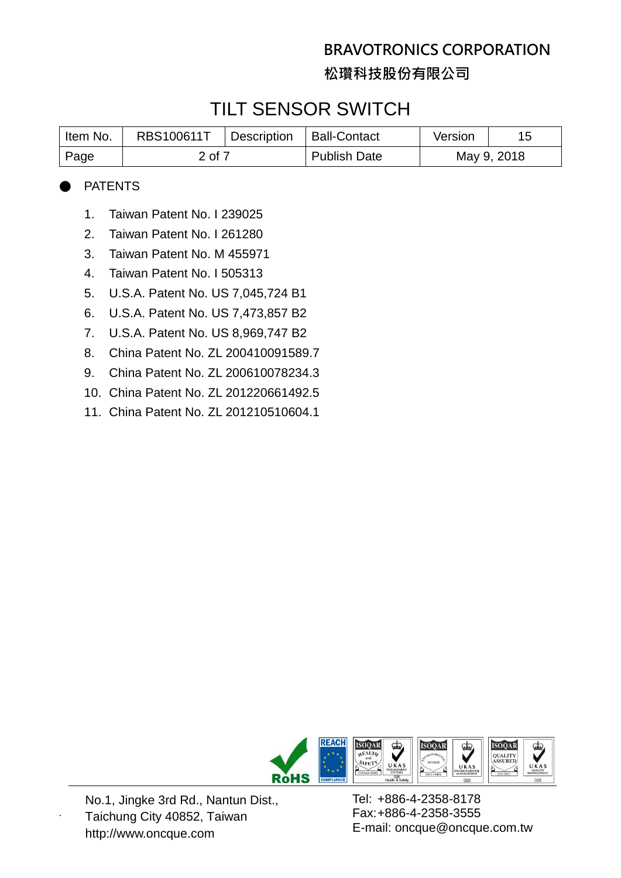# BRAVOTRONICS CORPORATION

# 松瓚科技股份有限公司

## TILT SENSOR SWITCH

| Item No. | RBS100611T | Description | Ball-Contact | Version | 15 |
|---|---|---|---|---|---|
| Page | 2 of 7 | | Publish Date | May 9, 2018 | |

- PATENTS

1. Taiwan Patent No. I 239025
2. Taiwan Patent No. I 261280
3. Taiwan Patent No. M 455971
4. Taiwan Patent No. I 505313
5. U.S.A. Patent No. US 7,045,724 B1
6. U.S.A. Patent No. US 7,473,857 B2
7. U.S.A. Patent No. US 8,969,747 B2
8. China Patent No. ZL 200410091589.7
9. China Patent No. ZL 200610078234.3
10. China Patent No. ZL 201220661492.5
11. China Patent No. ZL 201210510604.1

No.1, Jingke 3rd Rd., Nantun Dist.,
Taichung City 40852, Taiwan
http://www.oncque.com

Tel: +886-4-2358-8178
Fax:+886-4-2358-3555
E-mail: oncque@oncque.com.tw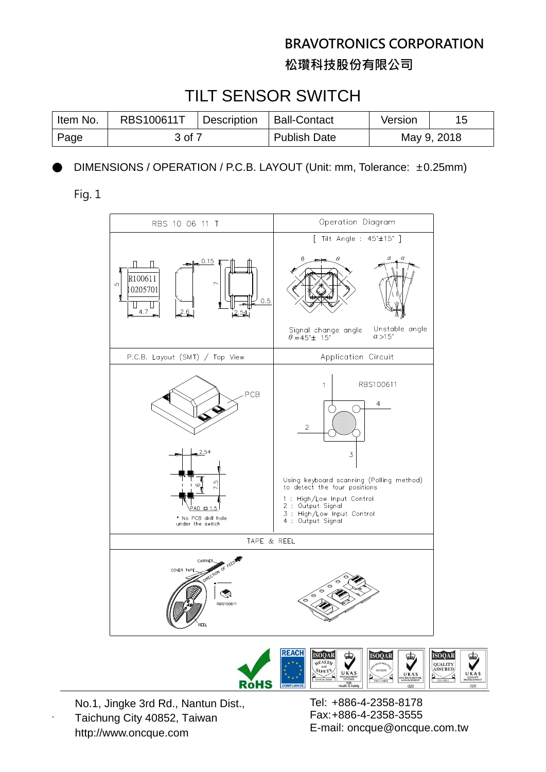# BRAVOTRONICS CORPORATION

## 松瓚科技股份有限公司

# TILT SENSOR SWITCH

| Item No. | RBS100611T | Description | Ball-Contact | Version | 15 |
|---|---|---|---|---|---|
| Page | 3 of 7 | | Publish Date | May 9, 2018 | |

● DIMENSIONS / OPERATION / P.C.B. LAYOUT (Unit: mm, Tolerance: ±0.25mm)

Fig. 1

| RBS 10 06 11 T | Operation Diagram |
|---|---|
| R100611<br>10205701<br>5, 4.7, 0.15, 7, 2.6, 0.5, 2.54 | [ Tilt Angle : 45°±15° ]<br>Signal change angle $\theta = 45° \pm 15°$<br>Unstable angle $\alpha > 15°$ |
| **P.C.B. Layout (SMT) / Top View** | **Application Circuit** |
| PCB<br>2.54, 6, 7.5<br>PAD □ 1.5<br>* No PCB drill hole under the switch | RBS100611<br>1, 2, 3, 4<br>Using keyboard scanning (Polling method) to detect the four positions<br>1 : High/Low Input Control<br>2 : Output Signal<br>3 : High/Low Input Control<br>4 : Output Signal |
| **TAPE & REEL** | |
| CARRIER, COVER TAPE, DIRECTION OF FEED, RBS100611, REEL | |

No.1, Jingke 3rd Rd., Nantun Dist.,
Taichung City 40852, Taiwan
http://www.oncque.com

Tel: +886-4-2358-8178
Fax:+886-4-2358-3555
E-mail: oncque@oncque.com.tw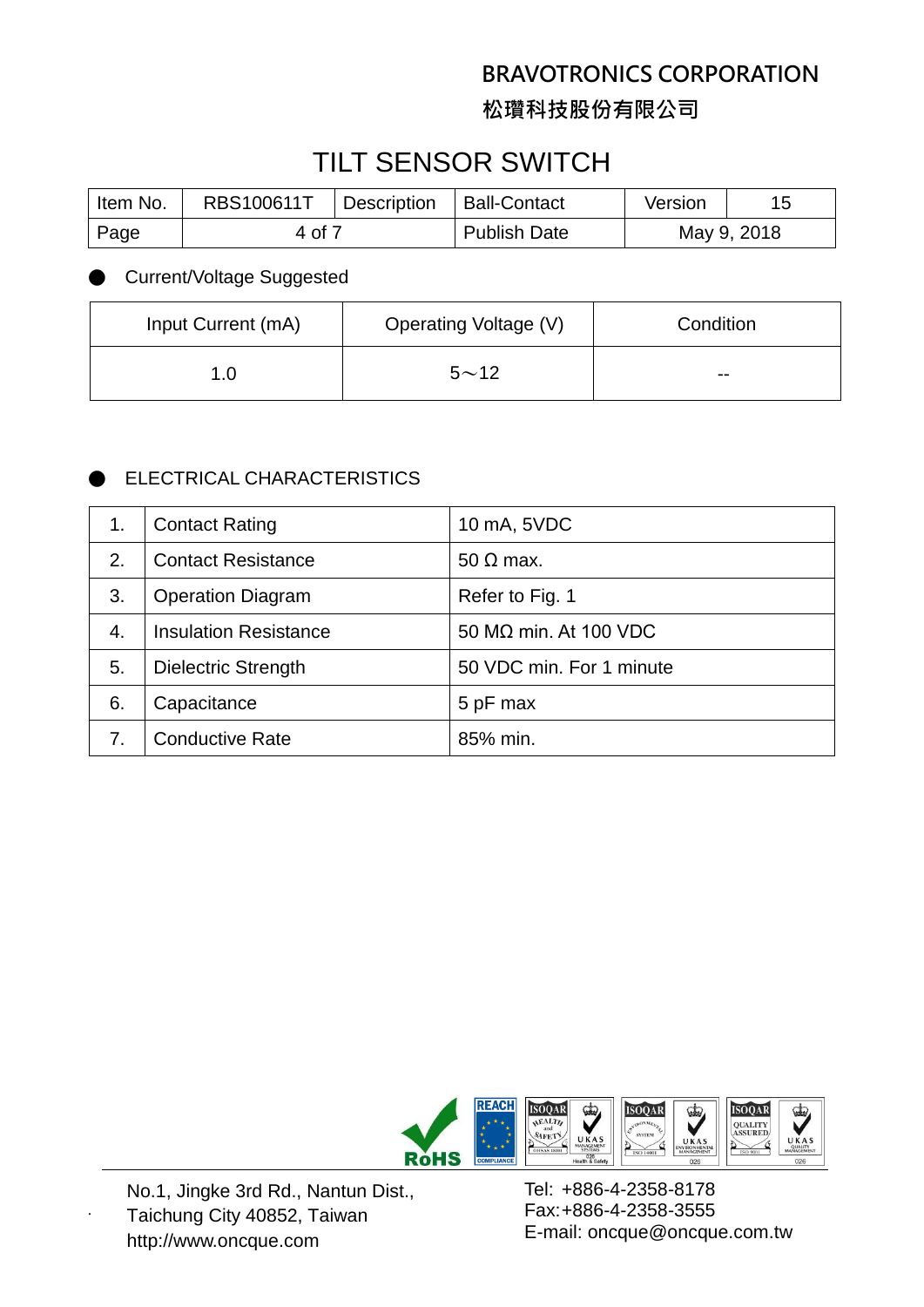BRAVOTRONICS CORPORATION

松瓚科技股份有限公司

# TILT SENSOR SWITCH

| Item No. | RBS100611T | Description | Ball-Contact | Version | 15 |
|---|---|---|---|---|---|
| Page | 4 of 7 | | Publish Date | May 9, 2018 | |

- Current/Voltage Suggested

| Input Current (mA) | Operating Voltage (V) | Condition |
|---|---|---|
| 1.0 | 5～12 | -- |

- ELECTRICAL CHARACTERISTICS

| | | |
|---|---|---|
| 1. | Contact Rating | 10 mA, 5VDC |
| 2. | Contact Resistance | 50 Ω max. |
| 3. | Operation Diagram | Refer to Fig. 1 |
| 4. | Insulation Resistance | 50 MΩ min. At 100 VDC |
| 5. | Dielectric Strength | 50 VDC min. For 1 minute |
| 6. | Capacitance | 5 pF max |
| 7. | Conductive Rate | 85% min. |

No.1, Jingke 3rd Rd., Nantun Dist.,
Taichung City 40852, Taiwan
http://www.oncque.com

Tel: +886-4-2358-8178
Fax:+886-4-2358-3555
E-mail: oncque@oncque.com.tw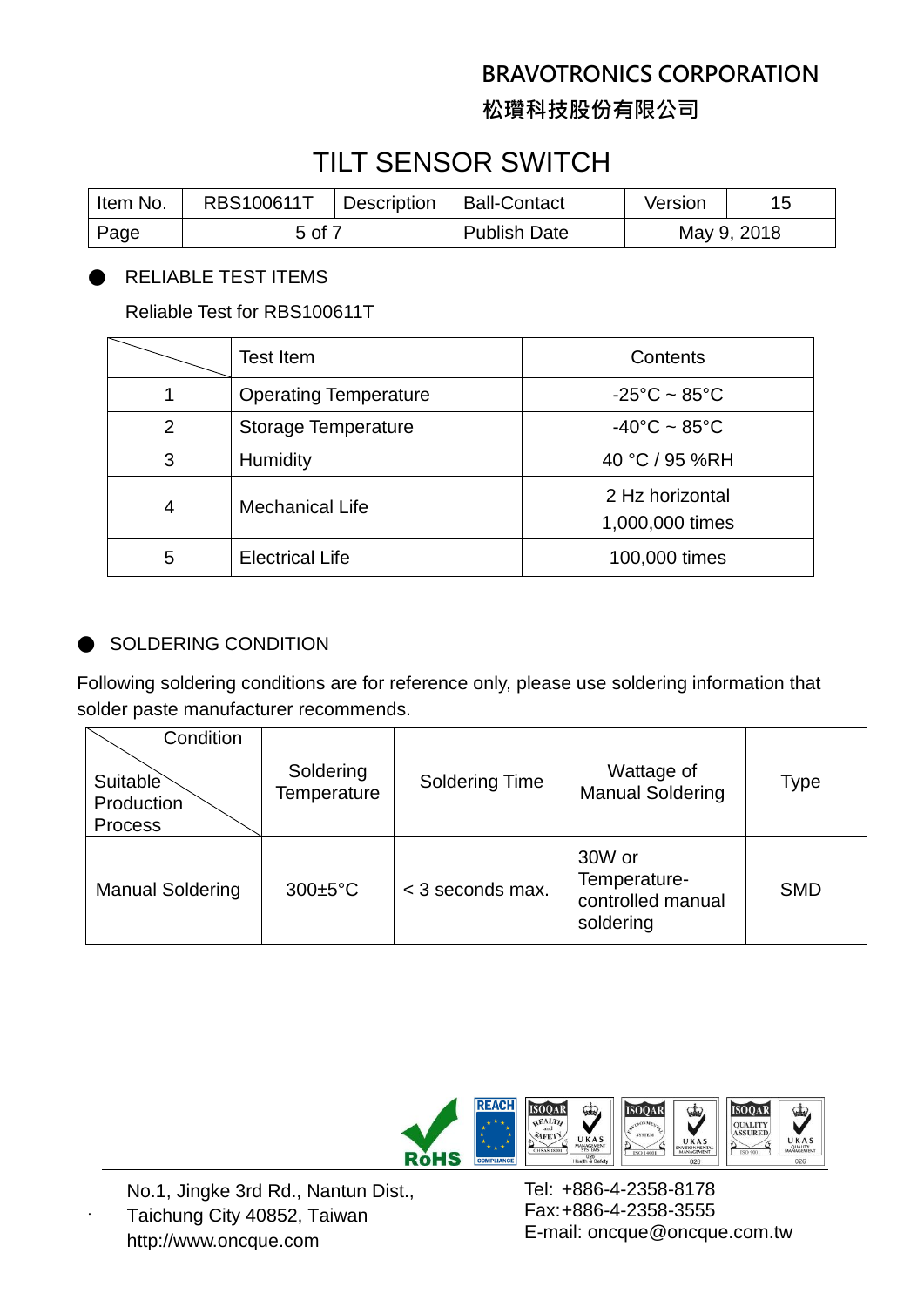# BRAVOTRONICS CORPORATION

# 松瓚科技股份有限公司

## TILT SENSOR SWITCH

| Item No. | RBS100611T | Description | Ball-Contact | Version | 15 |
|---|---|---|---|---|---|
| Page | 5 of 7 | | Publish Date | May 9, 2018 | |

- RELIABLE TEST ITEMS

Reliable Test for RBS100611T

| | Test Item | Contents |
|---|---|---|
| 1 | Operating Temperature | -25°C ~ 85°C |
| 2 | Storage Temperature | -40°C ~ 85°C |
| 3 | Humidity | 40 °C / 95 %RH |
| 4 | Mechanical Life | 2 Hz horizontal 1,000,000 times |
| 5 | Electrical Life | 100,000 times |

- SOLDERING CONDITION

Following soldering conditions are for reference only, please use soldering information that solder paste manufacturer recommends.

| Condition / Suitable Production Process | Soldering Temperature | Soldering Time | Wattage of Manual Soldering | Type |
|---|---|---|---|---|
| Manual Soldering | 300±5°C | < 3 seconds max. | 30W or Temperature-controlled manual soldering | SMD |

No.1, Jingke 3rd Rd., Nantun Dist., Taichung City 40852, Taiwan
http://www.oncque.com

Tel: +886-4-2358-8178
Fax:+886-4-2358-3555
E-mail: oncque@oncque.com.tw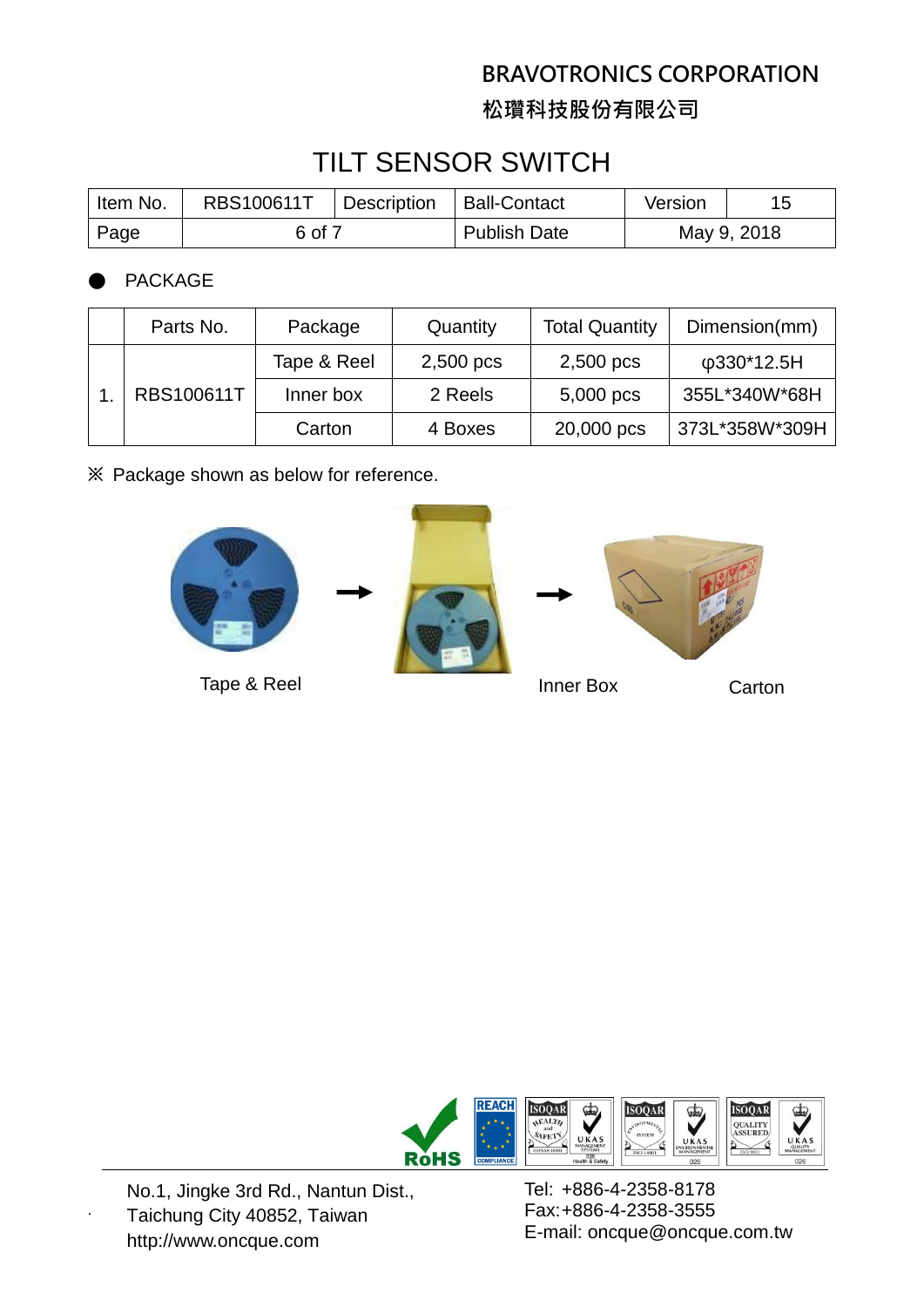BRAVOTRONICS CORPORATION

松瓚科技股份有限公司

# TILT SENSOR SWITCH

| Item No. | RBS100611T | Description | Ball-Contact | Version | 15 |
|---|---|---|---|---|---|
| Page | 6 of 7 | | Publish Date | May 9, 2018 | |

## ● PACKAGE

| | Parts No. | Package | Quantity | Total Quantity | Dimension(mm) |
|---|---|---|---|---|---|
| 1. | RBS100611T | Tape & Reel | 2,500 pcs | 2,500 pcs | φ330*12.5H |
| | | Inner box | 2 Reels | 5,000 pcs | 355L*340W*68H |
| | | Carton | 4 Boxes | 20,000 pcs | 373L*358W*309H |

※ Package shown as below for reference.

Tape & Reel → Inner Box → Carton

No.1, Jingke 3rd Rd., Nantun Dist.,
Taichung City 40852, Taiwan
http://www.oncque.com

Tel: +886-4-2358-8178
Fax:+886-4-2358-3555
E-mail: oncque@oncque.com.tw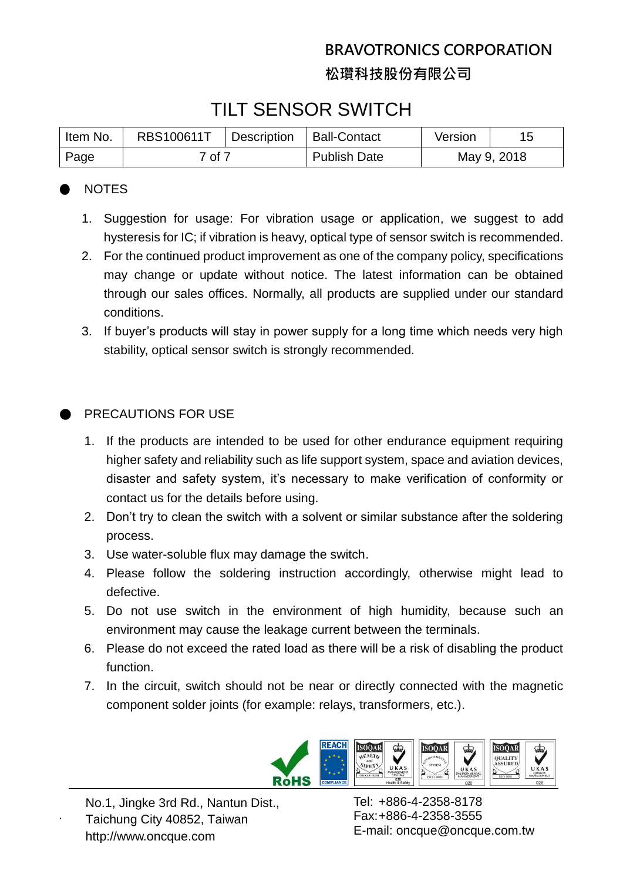- NOTES

1. Suggestion for usage: For vibration usage or application, we suggest to add hysteresis for IC; if vibration is heavy, optical type of sensor switch is recommended.
2. For the continued product improvement as one of the company policy, specifications may change or update without notice. The latest information can be obtained through our sales offices. Normally, all products are supplied under our standard conditions.
3. If buyer's products will stay in power supply for a long time which needs very high stability, optical sensor switch is strongly recommended.

- PRECAUTIONS FOR USE

1. If the products are intended to be used for other endurance equipment requiring higher safety and reliability such as life support system, space and aviation devices, disaster and safety system, it's necessary to make verification of conformity or contact us for the details before using.
2. Don't try to clean the switch with a solvent or similar substance after the soldering process.
3. Use water-soluble flux may damage the switch.
4. Please follow the soldering instruction accordingly, otherwise might lead to defective.
5. Do not use switch in the environment of high humidity, because such an environment may cause the leakage current between the terminals.
6. Please do not exceed the rated load as there will be a risk of disabling the product function.
7. In the circuit, switch should not be near or directly connected with the magnetic component solder joints (for example: relays, transformers, etc.).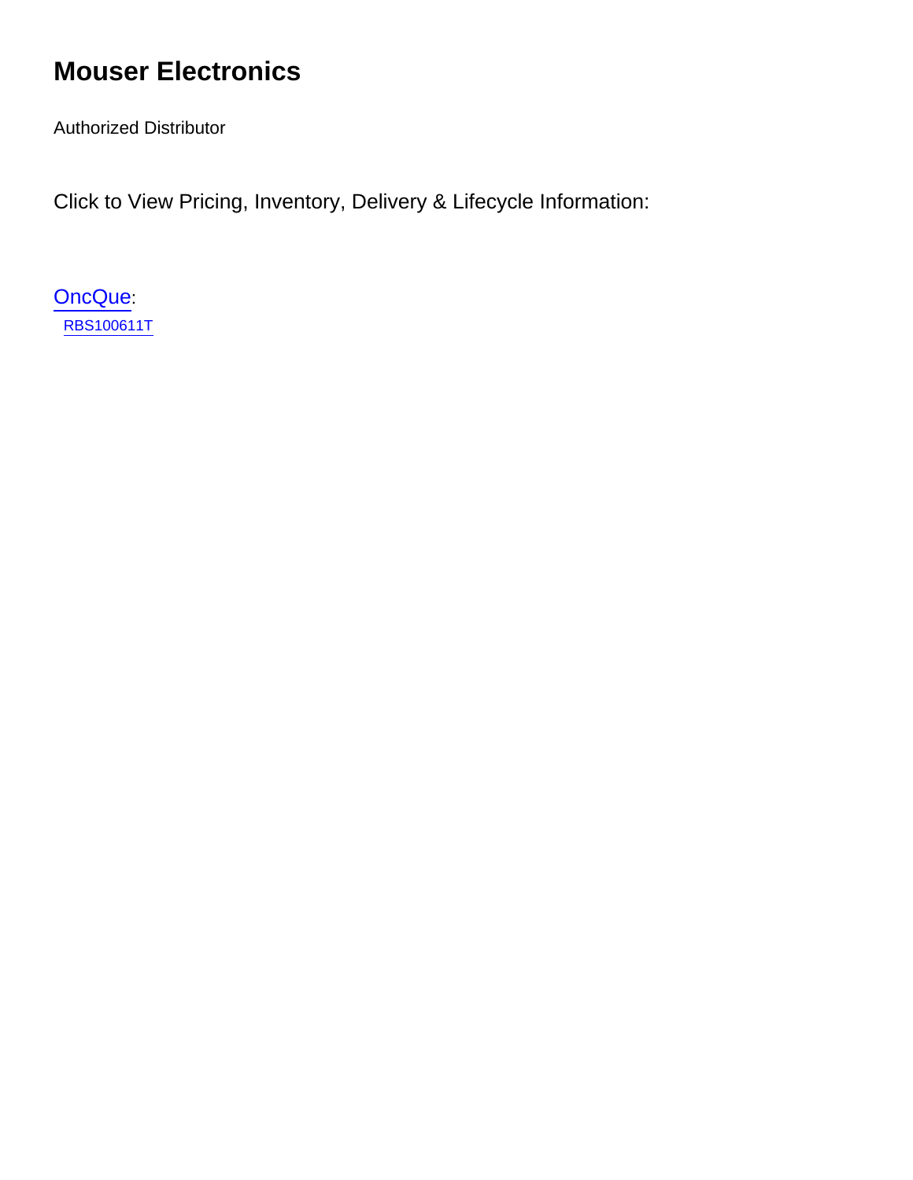# Mouser Electronics

Authorized Distributor

Click to View Pricing, Inventory, Delivery & Lifecycle Information:

OncQue:

RBS100611T